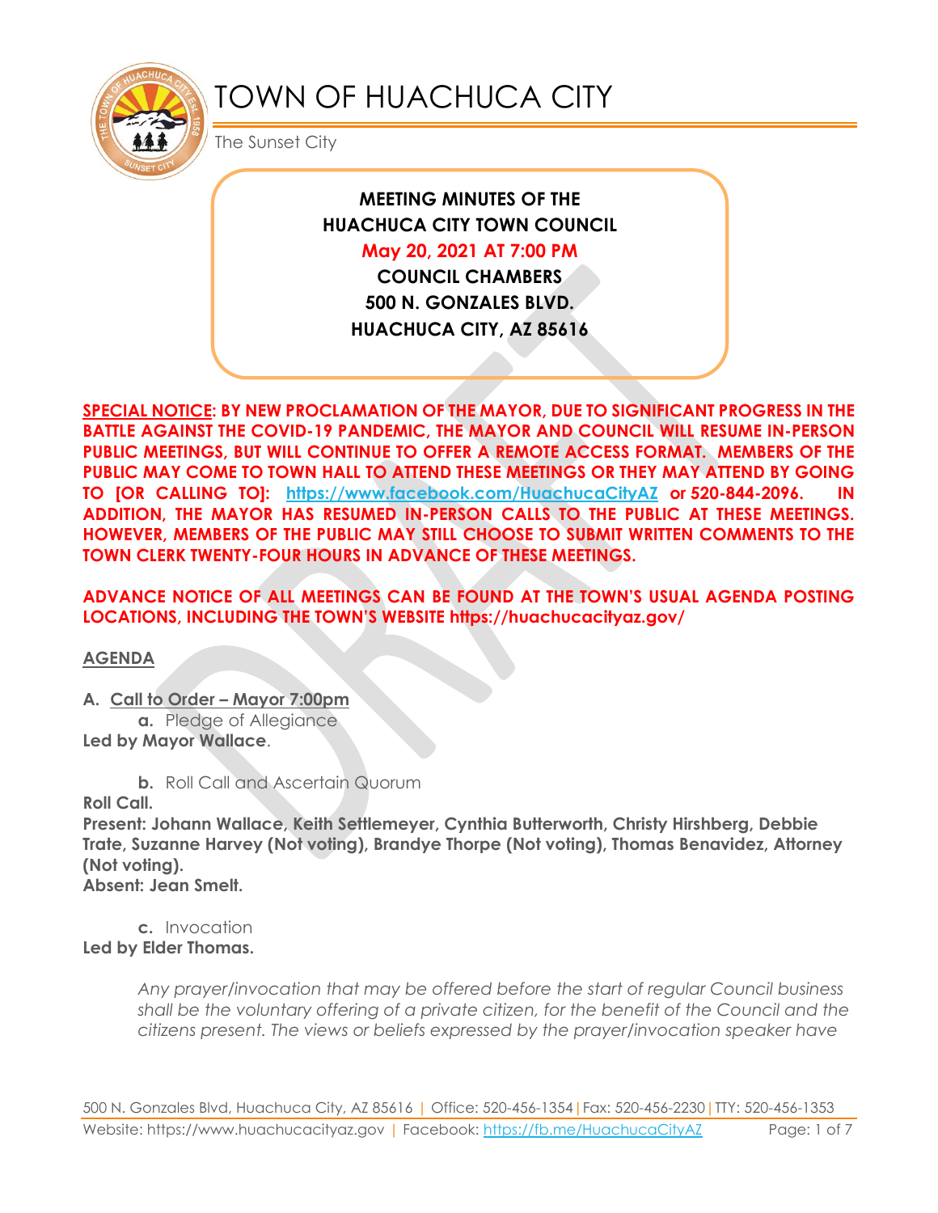# TOWN OF HUACHUCA CITY

The Sunset City

**MEETING MINUTES OF THE**
**HUACHUCA CITY TOWN COUNCIL**
**May 20, 2021 AT 7:00 PM**
**COUNCIL CHAMBERS**
**500 N. GONZALES BLVD.**
**HUACHUCA CITY, AZ 85616**

**SPECIAL NOTICE: BY NEW PROCLAMATION OF THE MAYOR, DUE TO SIGNIFICANT PROGRESS IN THE BATTLE AGAINST THE COVID-19 PANDEMIC, THE MAYOR AND COUNCIL WILL RESUME IN-PERSON PUBLIC MEETINGS, BUT WILL CONTINUE TO OFFER A REMOTE ACCESS FORMAT. MEMBERS OF THE PUBLIC MAY COME TO TOWN HALL TO ATTEND THESE MEETINGS OR THEY MAY ATTEND BY GOING TO [OR CALLING TO]: https://www.facebook.com/HuachucaCityAZ or 520-844-2096. IN ADDITION, THE MAYOR HAS RESUMED IN-PERSON CALLS TO THE PUBLIC AT THESE MEETINGS. HOWEVER, MEMBERS OF THE PUBLIC MAY STILL CHOOSE TO SUBMIT WRITTEN COMMENTS TO THE TOWN CLERK TWENTY-FOUR HOURS IN ADVANCE OF THESE MEETINGS.**

**ADVANCE NOTICE OF ALL MEETINGS CAN BE FOUND AT THE TOWN'S USUAL AGENDA POSTING LOCATIONS, INCLUDING THE TOWN'S WEBSITE https://huachucacityaz.gov/**

## AGENDA

**A. Call to Order – Mayor 7:00pm**

**a.** Pledge of Allegiance

**Led by Mayor Wallace.**

**b.** Roll Call and Ascertain Quorum

**Roll Call.**

**Present: Johann Wallace, Keith Settlemeyer, Cynthia Butterworth, Christy Hirshberg, Debbie Trate, Suzanne Harvey (Not voting), Brandye Thorpe (Not voting), Thomas Benavidez, Attorney (Not voting).**

**Absent: Jean Smelt.**

**c.** Invocation

**Led by Elder Thomas.**

*Any prayer/invocation that may be offered before the start of regular Council business shall be the voluntary offering of a private citizen, for the benefit of the Council and the citizens present. The views or beliefs expressed by the prayer/invocation speaker have*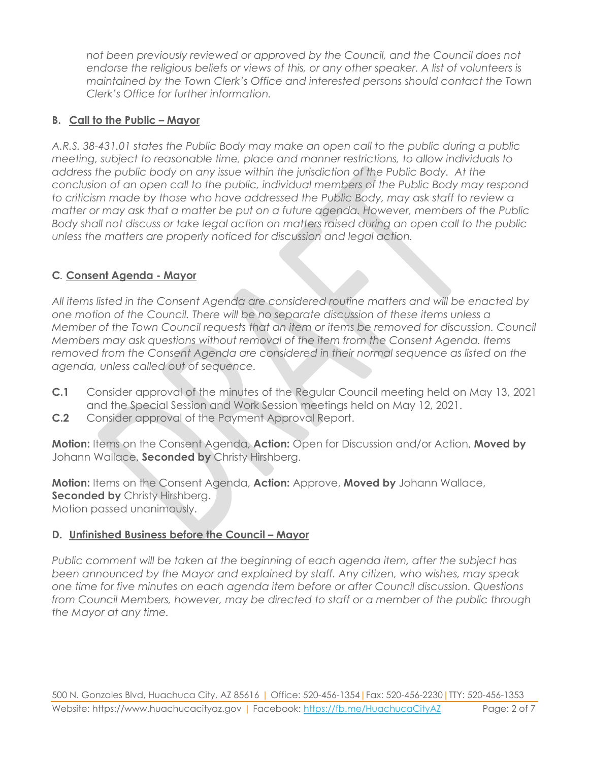*not been previously reviewed or approved by the Council, and the Council does not endorse the religious beliefs or views of this, or any other speaker. A list of volunteers is maintained by the Town Clerk's Office and interested persons should contact the Town Clerk's Office for further information.*

## B. Call to the Public – Mayor

*A.R.S. 38-431.01 states the Public Body may make an open call to the public during a public meeting, subject to reasonable time, place and manner restrictions, to allow individuals to address the public body on any issue within the jurisdiction of the Public Body. At the conclusion of an open call to the public, individual members of the Public Body may respond to criticism made by those who have addressed the Public Body, may ask staff to review a matter or may ask that a matter be put on a future agenda. However, members of the Public Body shall not discuss or take legal action on matters raised during an open call to the public unless the matters are properly noticed for discussion and legal action.*

## C. Consent Agenda - Mayor

*All items listed in the Consent Agenda are considered routine matters and will be enacted by one motion of the Council. There will be no separate discussion of these items unless a Member of the Town Council requests that an item or items be removed for discussion. Council Members may ask questions without removal of the item from the Consent Agenda. Items removed from the Consent Agenda are considered in their normal sequence as listed on the agenda, unless called out of sequence.*

**C.1** Consider approval of the minutes of the Regular Council meeting held on May 13, 2021 and the Special Session and Work Session meetings held on May 12, 2021.

**C.2** Consider approval of the Payment Approval Report.

**Motion:** Items on the Consent Agenda, **Action:** Open for Discussion and/or Action, **Moved by** Johann Wallace, **Seconded by** Christy Hirshberg.

**Motion:** Items on the Consent Agenda, **Action:** Approve, **Moved by** Johann Wallace, **Seconded by** Christy Hirshberg.
Motion passed unanimously.

## D. Unfinished Business before the Council – Mayor

*Public comment will be taken at the beginning of each agenda item, after the subject has been announced by the Mayor and explained by staff. Any citizen, who wishes, may speak one time for five minutes on each agenda item before or after Council discussion. Questions from Council Members, however, may be directed to staff or a member of the public through the Mayor at any time.*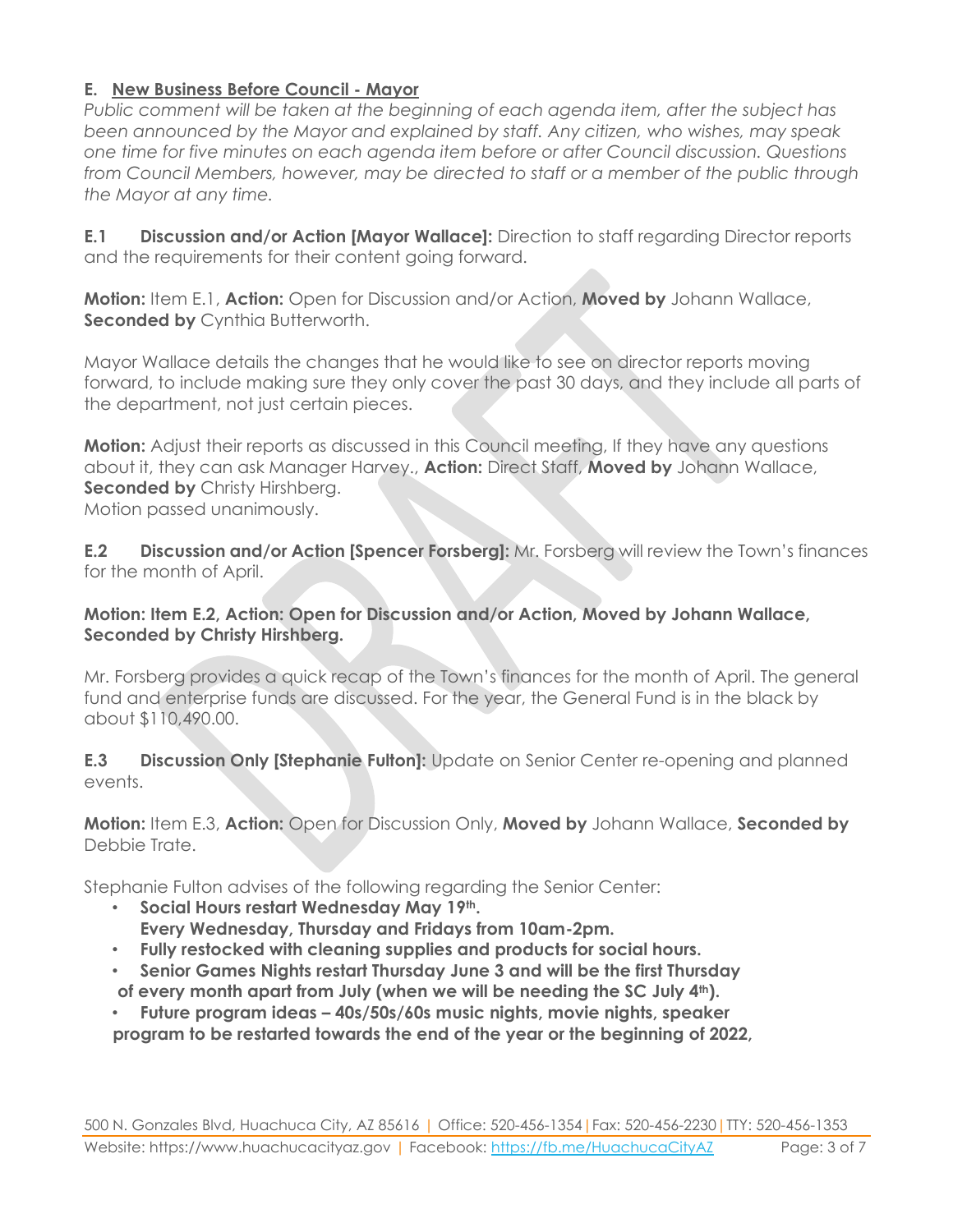## E. New Business Before Council - Mayor

*Public comment will be taken at the beginning of each agenda item, after the subject has been announced by the Mayor and explained by staff. Any citizen, who wishes, may speak one time for five minutes on each agenda item before or after Council discussion. Questions from Council Members, however, may be directed to staff or a member of the public through the Mayor at any time.*

**E.1 Discussion and/or Action [Mayor Wallace]:** Direction to staff regarding Director reports and the requirements for their content going forward.

**Motion:** Item E.1, **Action:** Open for Discussion and/or Action, **Moved by** Johann Wallace, **Seconded by** Cynthia Butterworth.

Mayor Wallace details the changes that he would like to see on director reports moving forward, to include making sure they only cover the past 30 days, and they include all parts of the department, not just certain pieces.

**Motion:** Adjust their reports as discussed in this Council meeting, If they have any questions about it, they can ask Manager Harvey., **Action:** Direct Staff, **Moved by** Johann Wallace, **Seconded by** Christy Hirshberg.
Motion passed unanimously.

**E.2 Discussion and/or Action [Spencer Forsberg]:** Mr. Forsberg will review the Town's finances for the month of April.

**Motion: Item E.2, Action: Open for Discussion and/or Action, Moved by Johann Wallace, Seconded by Christy Hirshberg.**

Mr. Forsberg provides a quick recap of the Town's finances for the month of April. The general fund and enterprise funds are discussed. For the year, the General Fund is in the black by about $110,490.00.

**E.3 Discussion Only [Stephanie Fulton]:** Update on Senior Center re-opening and planned events.

**Motion:** Item E.3, **Action:** Open for Discussion Only, **Moved by** Johann Wallace, **Seconded by** Debbie Trate.

Stephanie Fulton advises of the following regarding the Senior Center:

- **Social Hours restart Wednesday May 19th.**
  **Every Wednesday, Thursday and Fridays from 10am-2pm.**
- **Fully restocked with cleaning supplies and products for social hours.**
- **Senior Games Nights restart Thursday June 3 and will be the first Thursday of every month apart from July (when we will be needing the SC July 4th).**
- **Future program ideas – 40s/50s/60s music nights, movie nights, speaker program to be restarted towards the end of the year or the beginning of 2022,**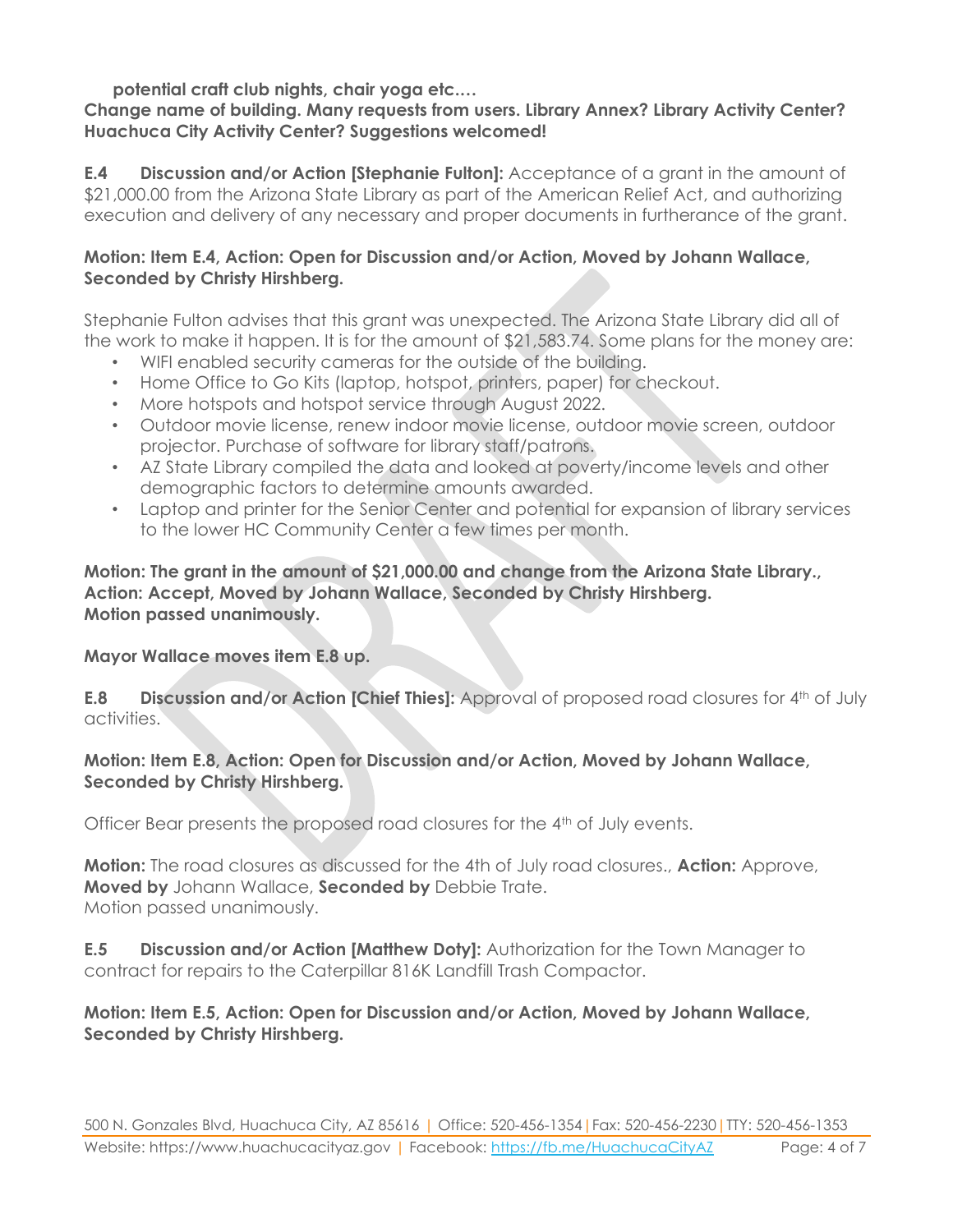**potential craft club nights, chair yoga etc.…**

**Change name of building. Many requests from users. Library Annex? Library Activity Center? Huachuca City Activity Center? Suggestions welcomed!**

**E.4 Discussion and/or Action [Stephanie Fulton]:** Acceptance of a grant in the amount of $21,000.00 from the Arizona State Library as part of the American Relief Act, and authorizing execution and delivery of any necessary and proper documents in furtherance of the grant.

**Motion: Item E.4, Action: Open for Discussion and/or Action, Moved by Johann Wallace, Seconded by Christy Hirshberg.**

Stephanie Fulton advises that this grant was unexpected. The Arizona State Library did all of the work to make it happen. It is for the amount of $21,583.74. Some plans for the money are:

- WIFI enabled security cameras for the outside of the building.
- Home Office to Go Kits (laptop, hotspot, printers, paper) for checkout.
- More hotspots and hotspot service through August 2022.
- Outdoor movie license, renew indoor movie license, outdoor movie screen, outdoor projector. Purchase of software for library staff/patrons.
- AZ State Library compiled the data and looked at poverty/income levels and other demographic factors to determine amounts awarded.
- Laptop and printer for the Senior Center and potential for expansion of library services to the lower HC Community Center a few times per month.

**Motion: The grant in the amount of $21,000.00 and change from the Arizona State Library., Action: Accept, Moved by Johann Wallace, Seconded by Christy Hirshberg.**
**Motion passed unanimously.**

**Mayor Wallace moves item E.8 up.**

**E.8 Discussion and/or Action [Chief Thies]:** Approval of proposed road closures for 4th of July activities.

**Motion: Item E.8, Action: Open for Discussion and/or Action, Moved by Johann Wallace, Seconded by Christy Hirshberg.**

Officer Bear presents the proposed road closures for the 4th of July events.

**Motion:** The road closures as discussed for the 4th of July road closures., **Action:** Approve, **Moved by** Johann Wallace, **Seconded by** Debbie Trate.
Motion passed unanimously.

**E.5 Discussion and/or Action [Matthew Doty]:** Authorization for the Town Manager to contract for repairs to the Caterpillar 816K Landfill Trash Compactor.

**Motion: Item E.5, Action: Open for Discussion and/or Action, Moved by Johann Wallace, Seconded by Christy Hirshberg.**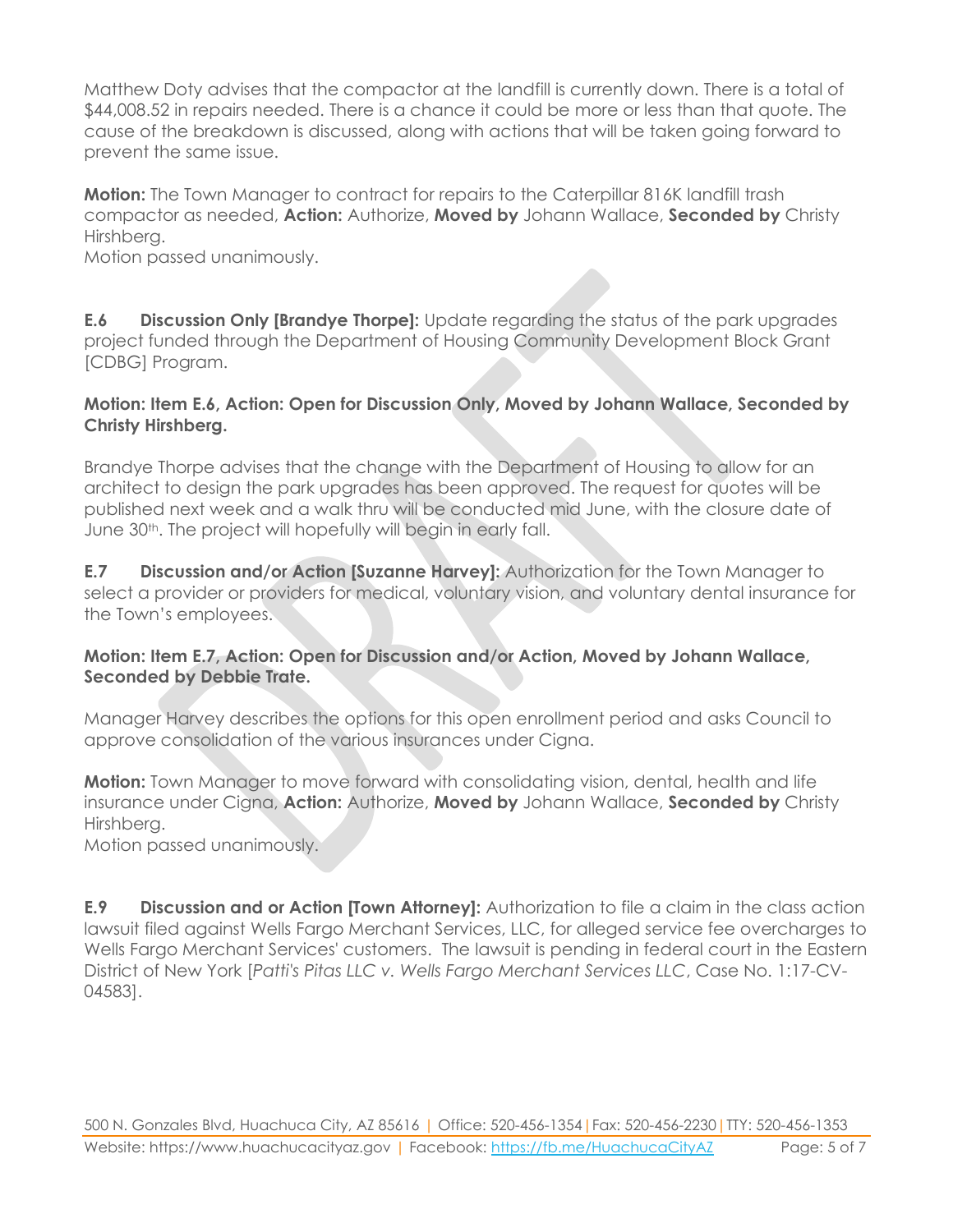Matthew Doty advises that the compactor at the landfill is currently down. There is a total of $44,008.52 in repairs needed. There is a chance it could be more or less than that quote. The cause of the breakdown is discussed, along with actions that will be taken going forward to prevent the same issue.

**Motion:** The Town Manager to contract for repairs to the Caterpillar 816K landfill trash compactor as needed, **Action:** Authorize, **Moved by** Johann Wallace, **Seconded by** Christy Hirshberg.
Motion passed unanimously.

**E.6 Discussion Only [Brandye Thorpe]:** Update regarding the status of the park upgrades project funded through the Department of Housing Community Development Block Grant [CDBG] Program.

**Motion: Item E.6, Action: Open for Discussion Only, Moved by Johann Wallace, Seconded by Christy Hirshberg.**

Brandye Thorpe advises that the change with the Department of Housing to allow for an architect to design the park upgrades has been approved. The request for quotes will be published next week and a walk thru will be conducted mid June, with the closure date of June 30th. The project will hopefully will begin in early fall.

**E.7 Discussion and/or Action [Suzanne Harvey]:** Authorization for the Town Manager to select a provider or providers for medical, voluntary vision, and voluntary dental insurance for the Town's employees.

**Motion: Item E.7, Action: Open for Discussion and/or Action, Moved by Johann Wallace, Seconded by Debbie Trate.**

Manager Harvey describes the options for this open enrollment period and asks Council to approve consolidation of the various insurances under Cigna.

**Motion:** Town Manager to move forward with consolidating vision, dental, health and life insurance under Cigna, **Action:** Authorize, **Moved by** Johann Wallace, **Seconded by** Christy Hirshberg.
Motion passed unanimously.

**E.9 Discussion and or Action [Town Attorney]:** Authorization to file a claim in the class action lawsuit filed against Wells Fargo Merchant Services, LLC, for alleged service fee overcharges to Wells Fargo Merchant Services' customers. The lawsuit is pending in federal court in the Eastern District of New York [*Patti's Pitas LLC v. Wells Fargo Merchant Services LLC*, Case No. 1:17-CV-04583].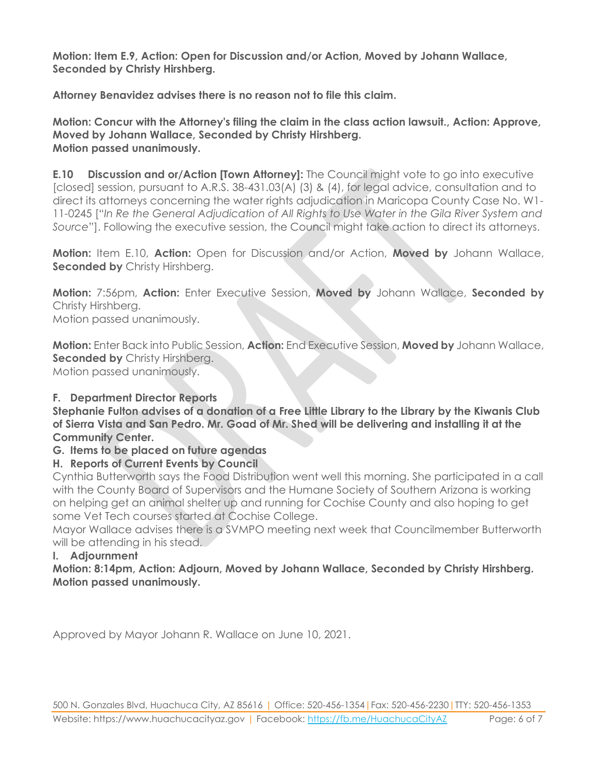**Motion: Item E.9, Action: Open for Discussion and/or Action, Moved by Johann Wallace, Seconded by Christy Hirshberg.**

**Attorney Benavidez advises there is no reason not to file this claim.**

**Motion: Concur with the Attorney's filing the claim in the class action lawsuit., Action: Approve, Moved by Johann Wallace, Seconded by Christy Hirshberg.**
**Motion passed unanimously.**

**E.10 Discussion and or/Action [Town Attorney]:** The Council might vote to go into executive [closed] session, pursuant to A.R.S. 38-431.03(A) (3) & (4), for legal advice, consultation and to direct its attorneys concerning the water rights adjudication in Maricopa County Case No. W1-11-0245 ["*In Re the General Adjudication of All Rights to Use Water in the Gila River System and Source*"]. Following the executive session, the Council might take action to direct its attorneys.

**Motion:** Item E.10, **Action:** Open for Discussion and/or Action, **Moved by** Johann Wallace, **Seconded by** Christy Hirshberg.

**Motion:** 7:56pm, **Action:** Enter Executive Session, **Moved by** Johann Wallace, **Seconded by** Christy Hirshberg.
Motion passed unanimously.

**Motion:** Enter Back into Public Session, **Action:** End Executive Session, **Moved by** Johann Wallace, **Seconded by** Christy Hirshberg.
Motion passed unanimously.

**F. Department Director Reports**
**Stephanie Fulton advises of a donation of a Free Little Library to the Library by the Kiwanis Club of Sierra Vista and San Pedro. Mr. Goad of Mr. Shed will be delivering and installing it at the Community Center.**

**G. Items to be placed on future agendas**

**H. Reports of Current Events by Council**
Cynthia Butterworth says the Food Distribution went well this morning. She participated in a call with the County Board of Supervisors and the Humane Society of Southern Arizona is working on helping get an animal shelter up and running for Cochise County and also hoping to get some Vet Tech courses started at Cochise College.
Mayor Wallace advises there is a SVMPO meeting next week that Councilmember Butterworth will be attending in his stead.

**I. Adjournment**
**Motion: 8:14pm, Action: Adjourn, Moved by Johann Wallace, Seconded by Christy Hirshberg.**
**Motion passed unanimously.**

Approved by Mayor Johann R. Wallace on June 10, 2021.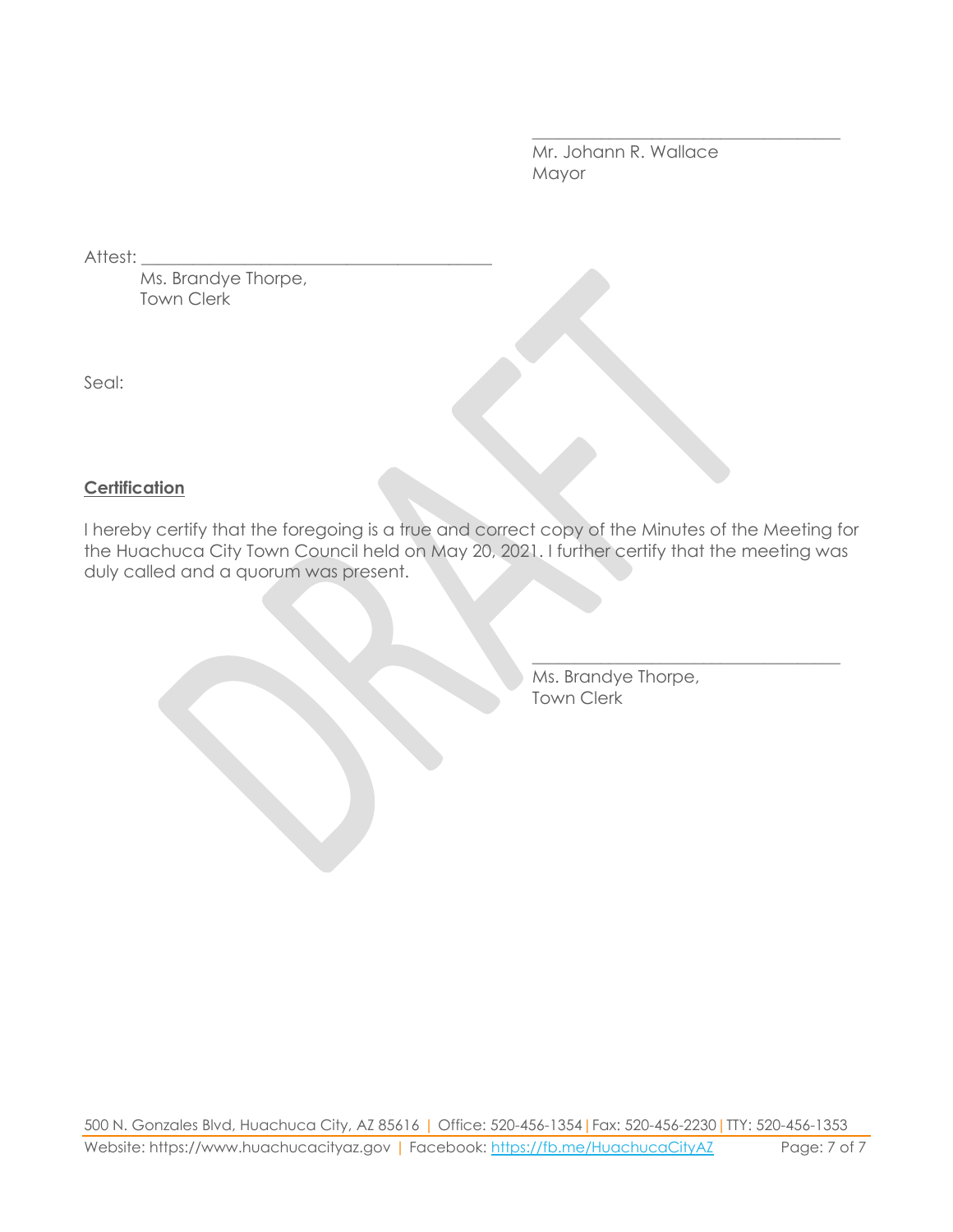\_\_\_\_\_\_\_\_\_\_\_\_\_\_\_\_\_\_\_\_\_\_\_\_\_\_\_\_\_\_\_\_\_\_\_\_

Mr. Johann R. Wallace
Mayor

Attest: \_\_\_\_\_\_\_\_\_\_\_\_\_\_\_\_\_\_\_\_\_\_\_\_\_\_\_\_\_\_\_\_\_\_\_\_\_\_\_\_\_

Ms. Brandye Thorpe,
Town Clerk

Seal:

**Certification**

I hereby certify that the foregoing is a true and correct copy of the Minutes of the Meeting for the Huachuca City Town Council held on May 20, 2021. I further certify that the meeting was duly called and a quorum was present.

\_\_\_\_\_\_\_\_\_\_\_\_\_\_\_\_\_\_\_\_\_\_\_\_\_\_\_\_\_\_\_\_\_\_\_\_

Ms. Brandye Thorpe,
Town Clerk

DRAFT